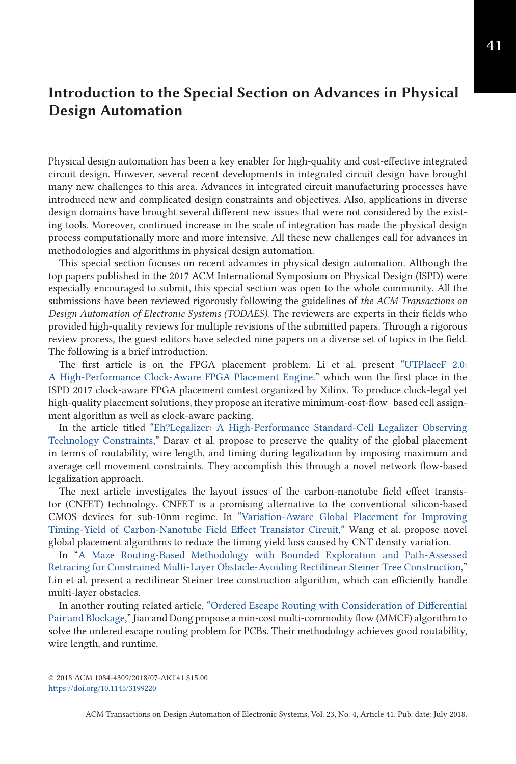# Introduction to the Special Section on Advances in Physical Design Automation

Physical design automation has been a key enabler for high-quality and cost-effective integrated circuit design. However, several recent developments in integrated circuit design have brought many new challenges to this area. Advances in integrated circuit manufacturing processes have introduced new and complicated design constraints and objectives. Also, applications in diverse design domains have brought several different new issues that were not considered by the existing tools. Moreover, continued increase in the scale of integration has made the physical design process computationally more and more intensive. All these new challenges call for advances in methodologies and algorithms in physical design automation.

This special section focuses on recent advances in physical design automation. Although the top papers published in the 2017 ACM International Symposium on Physical Design (ISPD) were especially encouraged to submit, this special section was open to the whole commmunity. All the submissions have been reviewed rigorously following the guidelines of *the ACM Transactions on Design Automation of Electronic Systems (TODAES)*. The reviewers are experts in their fields who provided high-quality reviews for multiple revisions of the submitted papers. Through a rigorous review process, the guest editors have selected nine papers on a diverse set of topics in the field. The following is a brief introduction.

The first article is on the FPGA placement problem. Li et al. present "UTPlaceF 2.0: A High-Performance Clock-Aware FPGA Placement Engine." which won the first place in the ISPD 2017 clock-aware FPGA placement contest organized by Xilinx. To produce clock-legal yet high-quality placement solutions, they propose an iterative minimum-cost-flow–based cell assignment algorithm as well as clock-aware packing.

In the article titled "Eh?Legalizer: A High-Performance Standard-Cell Legalizer Observing Technology Constraints," Darav et al. propose to preserve the quality of the global placement in terms of routability, wire length, and timing during legalization by imposing maximum and average cell movement constraints. They accomplish this through a novel network flow-based legalization approach.

The next article investigates the layout issues of the carbon-nanotube field effect transistor (CNFET) technology. CNFET is a promising alternative to the conventional silicon-based CMOS devices for sub-10nm regime. In "Variation-Aware Global Placement for Improving Timing-Yield of Carbon-Nanotube Field Effect Transistor Circuit," Wang et al. propose novel global placement algorithms to reduce the timing yield loss caused by CNT density variation.

In "A Maze Routing-Based Methodology with Bounded Exploration and Path-Assessed Retracing for Constrained Multi-Layer Obstacle-Avoiding Rectilinear Steiner Tree Construction," Lin et al. present a rectilinear Steiner tree construction algorithm, which can efficiently handle multi-layer obstacles.

In another routing related article, "Ordered Escape Routing with Consideration of Differential Pair and Blockage," Jiao and Dong propose a min-cost multi-commodity flow (MMCF) algorithm to solve the ordered escape routing problem for PCBs. Their methodology achieves good routability, wire length, and runtime.

© 2018 ACM 1084-4309/2018/07-ART41 $15.00
https://doi.org/10.1145/3199220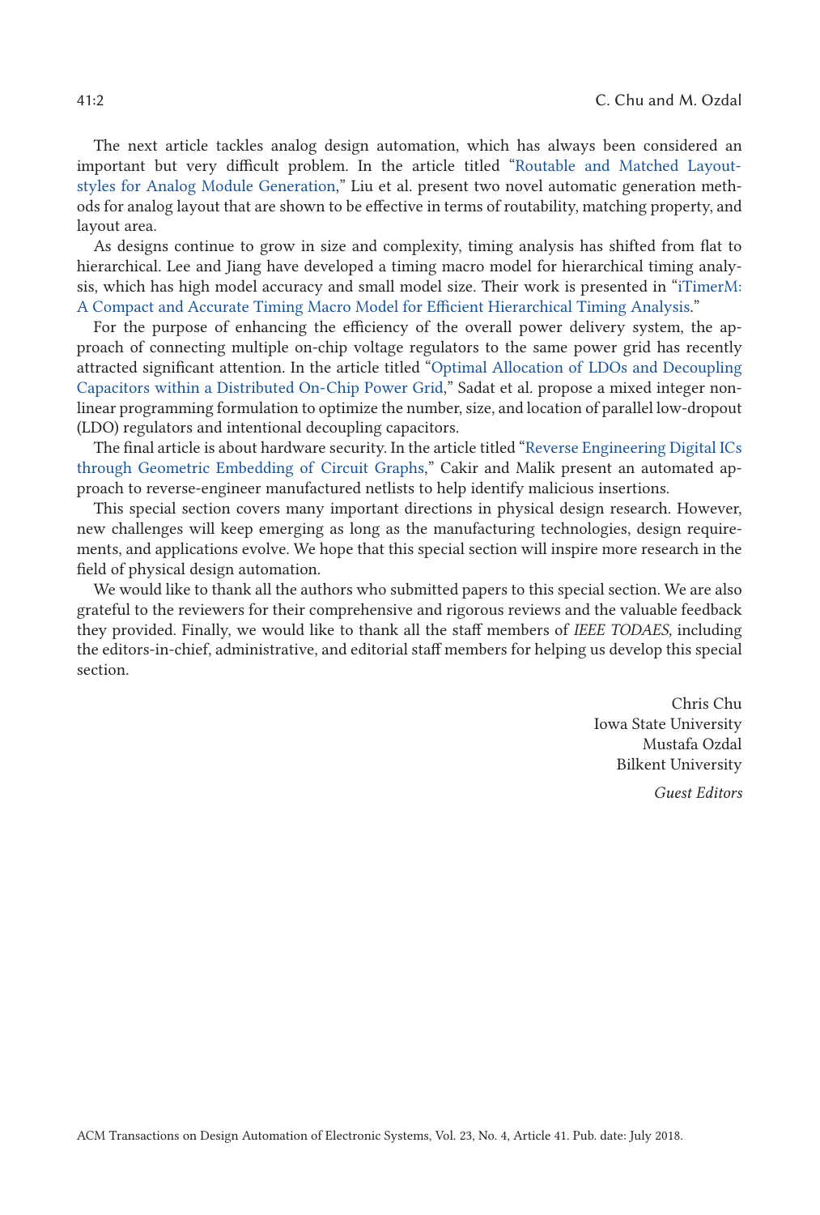The next article tackles analog design automation, which has always been considered an important but very difficult problem. In the article titled "Routable and Matched Layout-styles for Analog Module Generation," Liu et al. present two novel automatic generation methods for analog layout that are shown to be effective in terms of routability, matching property, and layout area.

As designs continue to grow in size and complexity, timing analysis has shifted from flat to hierarchical. Lee and Jiang have developed a timing macro model for hierarchical timing analysis, which has high model accuracy and small model size. Their work is presented in "iTimerM: A Compact and Accurate Timing Macro Model for Efficient Hierarchical Timing Analysis."

For the purpose of enhancing the efficiency of the overall power delivery system, the approach of connecting multiple on-chip voltage regulators to the same power grid has recently attracted significant attention. In the article titled "Optimal Allocation of LDOs and Decoupling Capacitors within a Distributed On-Chip Power Grid," Sadat et al. propose a mixed integer non-linear programming formulation to optimize the number, size, and location of parallel low-dropout (LDO) regulators and intentional decoupling capacitors.

The final article is about hardware security. In the article titled "Reverse Engineering Digital ICs through Geometric Embedding of Circuit Graphs," Cakir and Malik present an automated approach to reverse-engineer manufactured netlists to help identify malicious insertions.

This special section covers many important directions in physical design research. However, new challenges will keep emerging as long as the manufacturing technologies, design requirements, and applications evolve. We hope that this special section will inspire more research in the field of physical design automation.

We would like to thank all the authors who submitted papers to this special section. We are also grateful to the reviewers for their comprehensive and rigorous reviews and the valuable feedback they provided. Finally, we would like to thank all the staff members of *IEEE TODAES,* including the editors-in-chief, administrative, and editorial staff members for helping us develop this special section.

Chris Chu
Iowa State University
Mustafa Ozdal
Bilkent University

*Guest Editors*